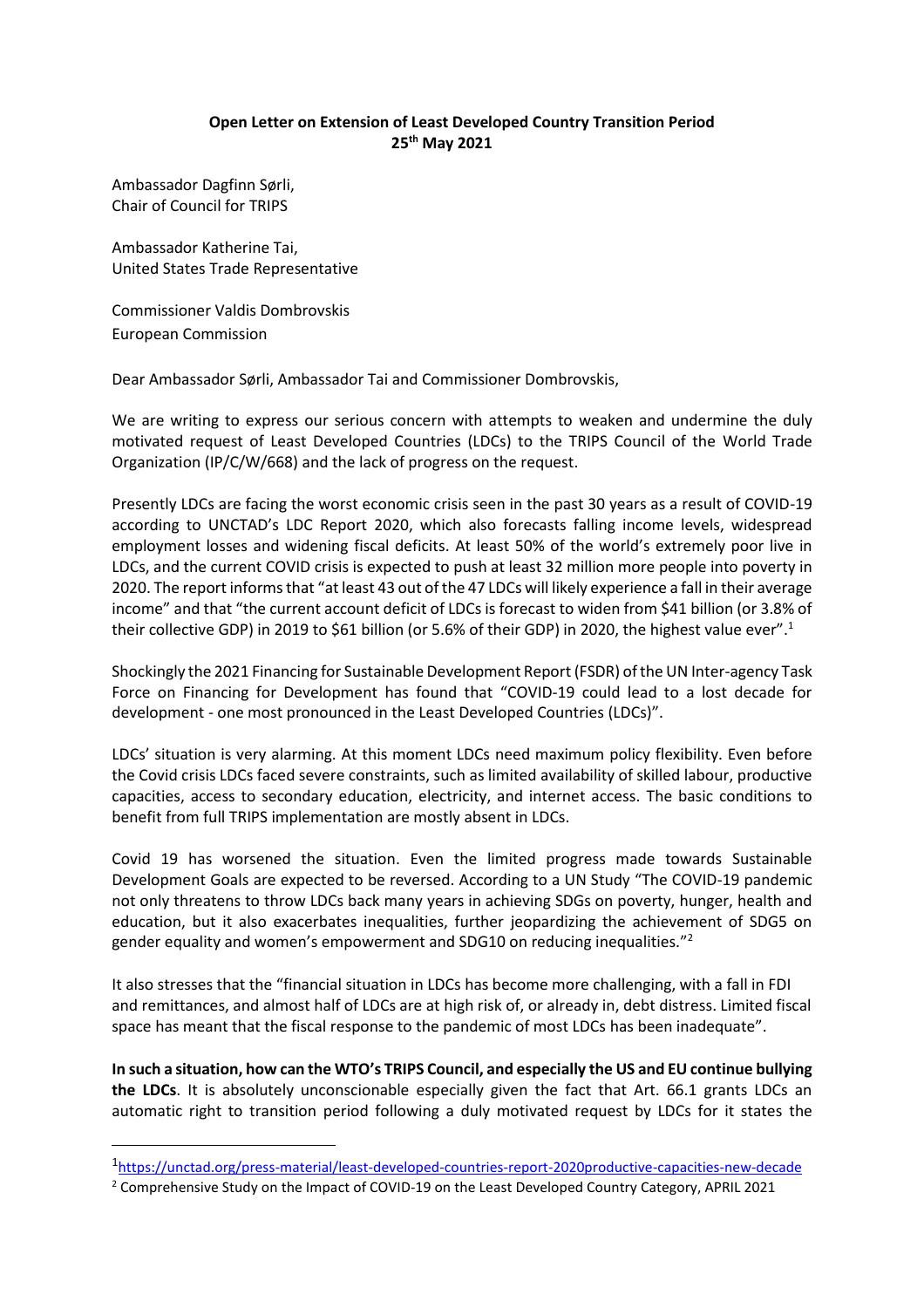**Open Letter on Extension of Least Developed Country Transition Period**
**25th May 2021**

Ambassador Dagfinn Sørli,
Chair of Council for TRIPS

Ambassador Katherine Tai,
United States Trade Representative

Commissioner Valdis Dombrovskis
European Commission

Dear Ambassador Sørli, Ambassador Tai and Commissioner Dombrovskis,

We are writing to express our serious concern with attempts to weaken and undermine the duly motivated request of Least Developed Countries (LDCs) to the TRIPS Council of the World Trade Organization (IP/C/W/668) and the lack of progress on the request.

Presently LDCs are facing the worst economic crisis seen in the past 30 years as a result of COVID-19 according to UNCTAD's LDC Report 2020, which also forecasts falling income levels, widespread employment losses and widening fiscal deficits. At least 50% of the world's extremely poor live in LDCs, and the current COVID crisis is expected to push at least 32 million more people into poverty in 2020. The report informs that "at least 43 out of the 47 LDCs will likely experience a fall in their average income" and that "the current account deficit of LDCs is forecast to widen from $41 billion (or 3.8% of their collective GDP) in 2019 to $61 billion (or 5.6% of their GDP) in 2020, the highest value ever".[1]

Shockingly the 2021 Financing for Sustainable Development Report (FSDR) of the UN Inter-agency Task Force on Financing for Development has found that "COVID-19 could lead to a lost decade for development - one most pronounced in the Least Developed Countries (LDCs)".

LDCs' situation is very alarming. At this moment LDCs need maximum policy flexibility. Even before the Covid crisis LDCs faced severe constraints, such as limited availability of skilled labour, productive capacities, access to secondary education, electricity, and internet access. The basic conditions to benefit from full TRIPS implementation are mostly absent in LDCs.

Covid 19 has worsened the situation. Even the limited progress made towards Sustainable Development Goals are expected to be reversed. According to a UN Study "The COVID-19 pandemic not only threatens to throw LDCs back many years in achieving SDGs on poverty, hunger, health and education, but it also exacerbates inequalities, further jeopardizing the achievement of SDG5 on gender equality and women's empowerment and SDG10 on reducing inequalities."[2]

It also stresses that the "financial situation in LDCs has become more challenging, with a fall in FDI and remittances, and almost half of LDCs are at high risk of, or already in, debt distress. Limited fiscal space has meant that the fiscal response to the pandemic of most LDCs has been inadequate".

**In such a situation, how can the WTO's TRIPS Council, and especially the US and EU continue bullying the LDCs**. It is absolutely unconscionable especially given the fact that Art. 66.1 grants LDCs an automatic right to transition period following a duly motivated request by LDCs for it states the

---

[1] https://unctad.org/press-material/least-developed-countries-report-2020productive-capacities-new-decade

[2] Comprehensive Study on the Impact of COVID-19 on the Least Developed Country Category, APRIL 2021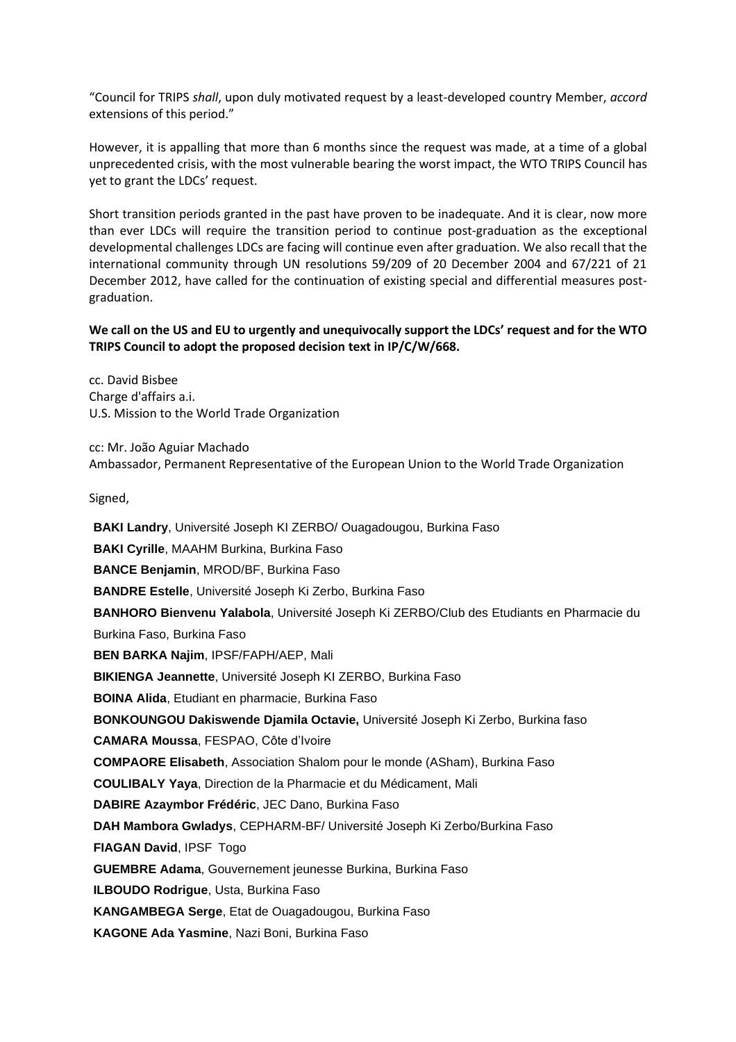"Council for TRIPS *shall*, upon duly motivated request by a least-developed country Member, *accord* extensions of this period."

However, it is appalling that more than 6 months since the request was made, at a time of a global unprecedented crisis, with the most vulnerable bearing the worst impact, the WTO TRIPS Council has yet to grant the LDCs' request.

Short transition periods granted in the past have proven to be inadequate. And it is clear, now more than ever LDCs will require the transition period to continue post-graduation as the exceptional developmental challenges LDCs are facing will continue even after graduation. We also recall that the international community through UN resolutions 59/209 of 20 December 2004 and 67/221 of 21 December 2012, have called for the continuation of existing special and differential measures post-graduation.

**We call on the US and EU to urgently and unequivocally support the LDCs' request and for the WTO TRIPS Council to adopt the proposed decision text in IP/C/W/668.**

cc. David Bisbee
Charge d'affairs a.i.
U.S. Mission to the World Trade Organization

cc: Mr. João Aguiar Machado
Ambassador, Permanent Representative of the European Union to the World Trade Organization

Signed,

**BAKI Landry**, Université Joseph KI ZERBO/ Ouagadougou, Burkina Faso
**BAKI Cyrille**, MAAHM Burkina, Burkina Faso
**BANCE Benjamin**, MROD/BF, Burkina Faso
**BANDRE Estelle**, Université Joseph Ki Zerbo, Burkina Faso
**BANHORO Bienvenu Yalabola**, Université Joseph Ki ZERBO/Club des Etudiants en Pharmacie du Burkina Faso, Burkina Faso
**BEN BARKA Najim**, IPSF/FAPH/AEP, Mali
**BIKIENGA Jeannette**, Université Joseph KI ZERBO, Burkina Faso
**BOINA Alida**, Etudiant en pharmacie, Burkina Faso
**BONKOUNGOU Dakiswende Djamila Octavie,** Université Joseph Ki Zerbo, Burkina faso
**CAMARA Moussa**, FESPAO, Côte d'Ivoire
**COMPAORE Elisabeth**, Association Shalom pour le monde (ASham), Burkina Faso
**COULIBALY Yaya**, Direction de la Pharmacie et du Médicament, Mali
**DABIRE Azaymbor Frédéric**, JEC Dano, Burkina Faso
**DAH Mambora Gwladys**, CEPHARM-BF/ Université Joseph Ki Zerbo/Burkina Faso
**FIAGAN David**, IPSF Togo
**GUEMBRE Adama**, Gouvernement jeunesse Burkina, Burkina Faso
**ILBOUDO Rodrigue**, Usta, Burkina Faso
**KANGAMBEGA Serge**, Etat de Ouagadougou, Burkina Faso
**KAGONE Ada Yasmine**, Nazi Boni, Burkina Faso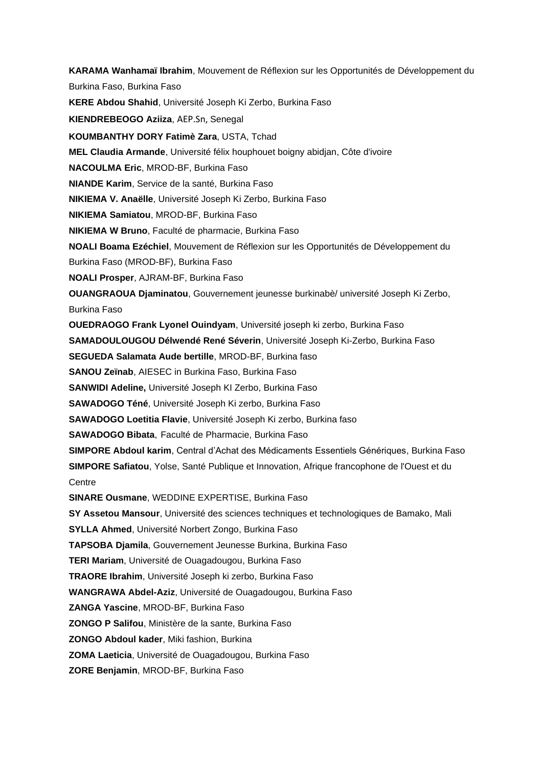**KARAMA Wanhamaï Ibrahim**, Mouvement de Réflexion sur les Opportunités de Développement du Burkina Faso, Burkina Faso

**KERE Abdou Shahid**, Université Joseph Ki Zerbo, Burkina Faso

**KIENDREBEOGO Aziiza**, AEP.Sn, Senegal

**KOUMBANTHY DORY Fatimè Zara**, USTA, Tchad

**MEL Claudia Armande**, Université félix houphouet boigny abidjan, Côte d'ivoire

**NACOULMA Eric**, MROD-BF, Burkina Faso

**NIANDE Karim**, Service de la santé, Burkina Faso

**NIKIEMA V. Anaëlle**, Université Joseph Ki Zerbo, Burkina Faso

**NIKIEMA Samiatou**, MROD-BF, Burkina Faso

**NIKIEMA W Bruno**, Faculté de pharmacie, Burkina Faso

**NOALI Boama Ezéchiel**, Mouvement de Réflexion sur les Opportunités de Développement du Burkina Faso (MROD-BF), Burkina Faso

**NOALI Prosper**, AJRAM-BF, Burkina Faso

**OUANGRAOUA Djaminatou**, Gouvernement jeunesse burkinabè/ université Joseph Ki Zerbo, Burkina Faso

**OUEDRAOGO Frank Lyonel Ouindyam**, Université joseph ki zerbo, Burkina Faso

**SAMADOULOUGOU Délwendé René Séverin**, Université Joseph Ki-Zerbo, Burkina Faso

**SEGUEDA Salamata Aude bertille**, MROD-BF, Burkina faso

**SANOU Zeïnab**, AIESEC in Burkina Faso, Burkina Faso

**SANWIDI Adeline,** Université Joseph KI Zerbo, Burkina Faso

**SAWADOGO Téné**, Université Joseph Ki zerbo, Burkina Faso

**SAWADOGO Loetitia Flavie**, Université Joseph Ki zerbo, Burkina faso

**SAWADOGO Bibata**, Faculté de Pharmacie, Burkina Faso

**SIMPORE Abdoul karim**, Central d'Achat des Médicaments Essentiels Génériques, Burkina Faso

**SIMPORE Safiatou**, Yolse, Santé Publique et Innovation, Afrique francophone de l'Ouest et du Centre

**SINARE Ousmane**, WEDDINE EXPERTISE, Burkina Faso

**SY Assetou Mansour**, Université des sciences techniques et technologiques de Bamako, Mali

**SYLLA Ahmed**, Université Norbert Zongo, Burkina Faso

**TAPSOBA Djamila**, Gouvernement Jeunesse Burkina, Burkina Faso

**TERI Mariam**, Université de Ouagadougou, Burkina Faso

**TRAORE Ibrahim**, Université Joseph ki zerbo, Burkina Faso

**WANGRAWA Abdel-Aziz**, Université de Ouagadougou, Burkina Faso

**ZANGA Yascine**, MROD-BF, Burkina Faso

**ZONGO P Salifou**, Ministère de la sante, Burkina Faso

**ZONGO Abdoul kader**, Miki fashion, Burkina

**ZOMA Laeticia**, Université de Ouagadougou, Burkina Faso

**ZORE Benjamin**, MROD-BF, Burkina Faso